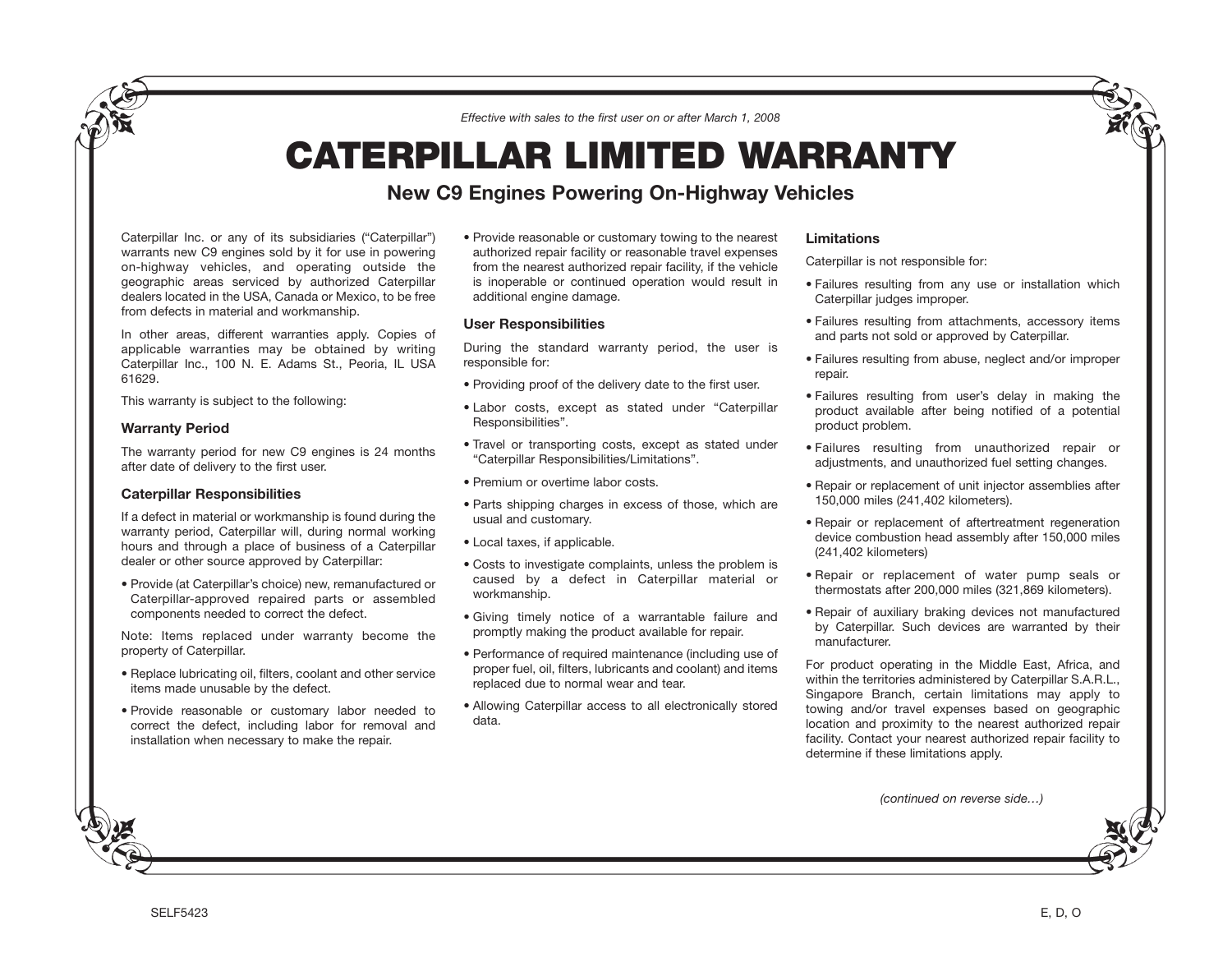*Effective with sales to the first user on or after March 1, 2008*

# CATERPILLAR LIMITED WARRANTY

## New C9 Engines Powering On-Highway Vehicles

Caterpillar Inc. or any of its subsidiaries ("Caterpillar") warrants new C9 engines sold by it for use in powering on-highway vehicles, and operating outside the geographic areas serviced by authorized Caterpillar dealers located in the USA, Canada or Mexico, to be free from defects in material and workmanship.

In other areas, different warranties apply. Copies of applicable warranties may be obtained by writing Caterpillar Inc., 100 N. E. Adams St., Peoria, IL USA 61629.

This warranty is subject to the following:

### Warranty Period

The warranty period for new C9 engines is 24 months after date of delivery to the first user.

### Caterpillar Responsibilities

If a defect in material or workmanship is found during the warranty period, Caterpillar will, during normal working hours and through a place of business of a Caterpillar dealer or other source approved by Caterpillar:

- Provide (at Caterpillar's choice) new, remanufactured or Caterpillar-approved repaired parts or assembled components needed to correct the defect.

Note: Items replaced under warranty become the property of Caterpillar.

- Replace lubricating oil, filters, coolant and other service items made unusable by the defect.
- Provide reasonable or customary labor needed to correct the defect, including labor for removal and installation when necessary to make the repair.
- Provide reasonable or customary towing to the nearest authorized repair facility or reasonable travel expenses from the nearest authorized repair facility, if the vehicle is inoperable or continued operation would result in additional engine damage.

### User Responsibilities

During the standard warranty period, the user is responsible for:

- Providing proof of the delivery date to the first user.
- Labor costs, except as stated under "Caterpillar Responsibilities".
- Travel or transporting costs, except as stated under "Caterpillar Responsibilities/Limitations".
- Premium or overtime labor costs.
- Parts shipping charges in excess of those, which are usual and customary.
- Local taxes, if applicable.
- Costs to investigate complaints, unless the problem is caused by a defect in Caterpillar material or workmanship.
- Giving timely notice of a warrantable failure and promptly making the product available for repair.
- Performance of required maintenance (including use of proper fuel, oil, filters, lubricants and coolant) and items replaced due to normal wear and tear.
- Allowing Caterpillar access to all electronically stored data.

### Limitations

Caterpillar is not responsible for:

- Failures resulting from any use or installation which Caterpillar judges improper.
- Failures resulting from attachments, accessory items and parts not sold or approved by Caterpillar.
- Failures resulting from abuse, neglect and/or improper repair.
- Failures resulting from user's delay in making the product available after being notified of a potential product problem.
- Failures resulting from unauthorized repair or adjustments, and unauthorized fuel setting changes.
- Repair or replacement of unit injector assemblies after 150,000 miles (241,402 kilometers).
- Repair or replacement of aftertreatment regeneration device combustion head assembly after 150,000 miles (241,402 kilometers)
- Repair or replacement of water pump seals or thermostats after 200,000 miles (321,869 kilometers).
- Repair of auxiliary braking devices not manufactured by Caterpillar. Such devices are warranted by their manufacturer.

For product operating in the Middle East, Africa, and within the territories administered by Caterpillar S.A.R.L., Singapore Branch, certain limitations may apply to towing and/or travel expenses based on geographic location and proximity to the nearest authorized repair facility. Contact your nearest authorized repair facility to determine if these limitations apply.

*(continued on reverse side…)*

SELF5423 E, D, O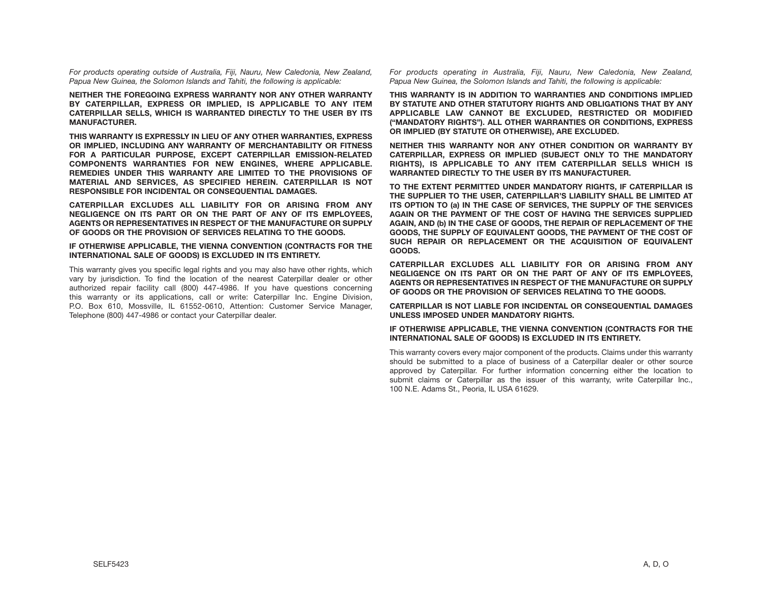*For products operating outside of Australia, Fiji, Nauru, New Caledonia, New Zealand, Papua New Guinea, the Solomon Islands and Tahiti, the following is applicable:*

**NEITHER THE FOREGOING EXPRESS WARRANTY NOR ANY OTHER WARRANTY BY CATERPILLAR, EXPRESS OR IMPLIED, IS APPLICABLE TO ANY ITEM CATERPILLAR SELLS, WHICH IS WARRANTED DIRECTLY TO THE USER BY ITS MANUFACTURER.**

**THIS WARRANTY IS EXPRESSLY IN LIEU OF ANY OTHER WARRANTIES, EXPRESS OR IMPLIED, INCLUDING ANY WARRANTY OF MERCHANTABILITY OR FITNESS FOR A PARTICULAR PURPOSE, EXCEPT CATERPILLAR EMISSION-RELATED COMPONENTS WARRANTIES FOR NEW ENGINES, WHERE APPLICABLE. REMEDIES UNDER THIS WARRANTY ARE LIMITED TO THE PROVISIONS OF MATERIAL AND SERVICES, AS SPECIFIED HEREIN. CATERPILLAR IS NOT RESPONSIBLE FOR INCIDENTAL OR CONSEQUENTIAL DAMAGES.**

**CATERPILLAR EXCLUDES ALL LIABILITY FOR OR ARISING FROM ANY NEGLIGENCE ON ITS PART OR ON THE PART OF ANY OF ITS EMPLOYEES, AGENTS OR REPRESENTATIVES IN RESPECT OF THE MANUFACTURE OR SUPPLY OF GOODS OR THE PROVISION OF SERVICES RELATING TO THE GOODS.**

**IF OTHERWISE APPLICABLE, THE VIENNA CONVENTION (CONTRACTS FOR THE INTERNATIONAL SALE OF GOODS) IS EXCLUDED IN ITS ENTIRETY.**

This warranty gives you specific legal rights and you may also have other rights, which vary by jurisdiction. To find the location of the nearest Caterpillar dealer or other authorized repair facility call (800) 447-4986. If you have questions concerning this warranty or its applications, call or write: Caterpillar Inc. Engine Division, P.O. Box 610, Mossville, IL 61552-0610, Attention: Customer Service Manager, Telephone (800) 447-4986 or contact your Caterpillar dealer.

*For products operating in Australia, Fiji, Nauru, New Caledonia, New Zealand, Papua New Guinea, the Solomon Islands and Tahiti, the following is applicable:*

**THIS WARRANTY IS IN ADDITION TO WARRANTIES AND CONDITIONS IMPLIED BY STATUTE AND OTHER STATUTORY RIGHTS AND OBLIGATIONS THAT BY ANY APPLICABLE LAW CANNOT BE EXCLUDED, RESTRICTED OR MODIFIED ("MANDATORY RIGHTS"). ALL OTHER WARRANTIES OR CONDITIONS, EXPRESS OR IMPLIED (BY STATUTE OR OTHERWISE), ARE EXCLUDED.**

**NEITHER THIS WARRANTY NOR ANY OTHER CONDITION OR WARRANTY BY CATERPILLAR, EXPRESS OR IMPLIED (SUBJECT ONLY TO THE MANDATORY RIGHTS), IS APPLICABLE TO ANY ITEM CATERPILLAR SELLS WHICH IS WARRANTED DIRECTLY TO THE USER BY ITS MANUFACTURER.**

**TO THE EXTENT PERMITTED UNDER MANDATORY RIGHTS, IF CATERPILLAR IS THE SUPPLIER TO THE USER, CATERPILLAR'S LIABILITY SHALL BE LIMITED AT ITS OPTION TO (a) IN THE CASE OF SERVICES, THE SUPPLY OF THE SERVICES AGAIN OR THE PAYMENT OF THE COST OF HAVING THE SERVICES SUPPLIED AGAIN, AND (b) IN THE CASE OF GOODS, THE REPAIR OF REPLACEMENT OF THE GOODS, THE SUPPLY OF EQUIVALENT GOODS, THE PAYMENT OF THE COST OF SUCH REPAIR OR REPLACEMENT OR THE ACQUISITION OF EQUIVALENT GOODS.**

**CATERPILLAR EXCLUDES ALL LIABILITY FOR OR ARISING FROM ANY NEGLIGENCE ON ITS PART OR ON THE PART OF ANY OF ITS EMPLOYEES, AGENTS OR REPRESENTATIVES IN RESPECT OF THE MANUFACTURE OR SUPPLY OF GOODS OR THE PROVISION OF SERVICES RELATING TO THE GOODS.**

**CATERPILLAR IS NOT LIABLE FOR INCIDENTAL OR CONSEQUENTIAL DAMAGES UNLESS IMPOSED UNDER MANDATORY RIGHTS.**

**IF OTHERWISE APPLICABLE, THE VIENNA CONVENTION (CONTRACTS FOR THE INTERNATIONAL SALE OF GOODS) IS EXCLUDED IN ITS ENTIRETY.**

This warranty covers every major component of the products. Claims under this warranty should be submitted to a place of business of a Caterpillar dealer or other source approved by Caterpillar. For further information concerning either the location to submit claims or Caterpillar as the issuer of this warranty, write Caterpillar Inc., 100 N.E. Adams St., Peoria, IL USA 61629.

SELF5423

A, D, O